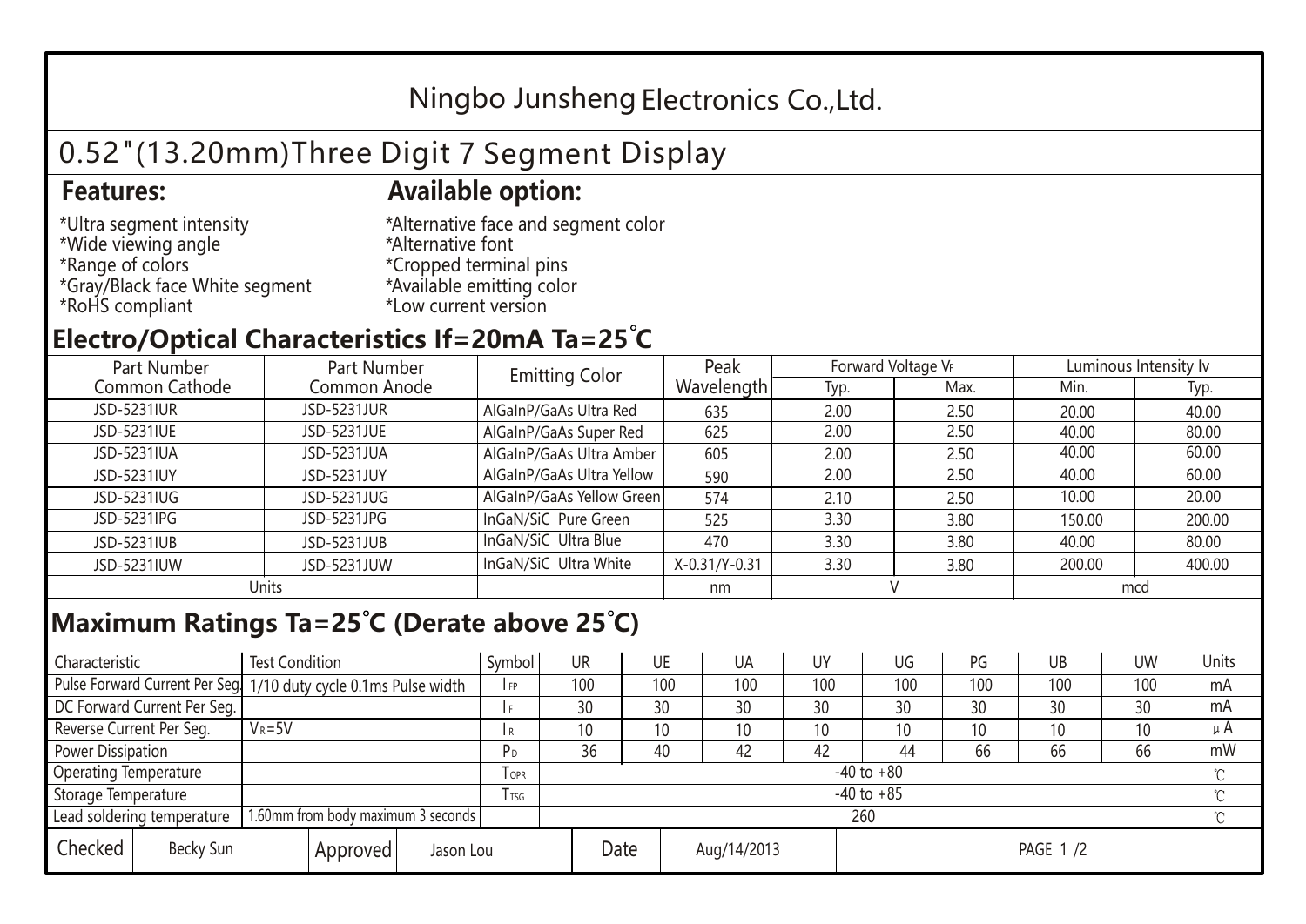# Ningbo Junsheng Electronics Co.,Ltd.

## 0.52"(13.20mm)Three Digit 7 Segment Display

### Features:

*Ultra segment intensity
*Wide viewing angle
*Range of colors
*Gray/Black face White segment
*RoHS compliant

### Available option:

*Alternative face and segment color
*Alternative font
*Cropped terminal pins
*Available emitting color
*Low current version

## Electro/Optical Characteristics If=20mA Ta=25°C

| Part Number Common Cathode | Part Number Common Anode | Emitting Color | Peak Wavelength | Forward Voltage $V_F$ | | Luminous Intensity Iv | |
|---|---|---|---|---|---|---|---|
| | | | | Typ. | Max. | Min. | Typ. |
| JSD-5231IUR | JSD-5231JUR | AlGaInP/GaAs Ultra Red | 635 | 2.00 | 2.50 | 20.00 | 40.00 |
| JSD-5231IUE | JSD-5231JUE | AlGaInP/GaAs Super Red | 625 | 2.00 | 2.50 | 40.00 | 80.00 |
| JSD-5231IUA | JSD-5231JUA | AlGaInP/GaAs Ultra Amber | 605 | 2.00 | 2.50 | 40.00 | 60.00 |
| JSD-5231IUY | JSD-5231JUY | AlGaInP/GaAs Ultra Yellow | 590 | 2.00 | 2.50 | 40.00 | 60.00 |
| JSD-5231IUG | JSD-5231JUG | AlGaInP/GaAs Yellow Green | 574 | 2.10 | 2.50 | 10.00 | 20.00 |
| JSD-5231IPG | JSD-5231JPG | InGaN/SiC Pure Green | 525 | 3.30 | 3.80 | 150.00 | 200.00 |
| JSD-5231IUB | JSD-5231JUB | InGaN/SiC Ultra Blue | 470 | 3.30 | 3.80 | 40.00 | 80.00 |
| JSD-5231IUW | JSD-5231JUW | InGaN/SiC Ultra White | X-0.31/Y-0.31 | 3.30 | 3.80 | 200.00 | 400.00 |
| Units | | | nm | V | | mcd | |

## Maximum Ratings Ta=25°C (Derate above 25°C)

| Characteristic | Test Condition | Symbol | UR | UE | UA | UY | UG | PG | UB | UW | Units |
|---|---|---|---|---|---|---|---|---|---|---|---|
| Pulse Forward Current Per Seg. | 1/10 duty cycle 0.1ms Pulse width | $I_{FP}$ | 100 | 100 | 100 | 100 | 100 | 100 | 100 | 100 | mA |
| DC Forward Current Per Seg. | | $I_F$ | 30 | 30 | 30 | 30 | 30 | 30 | 30 | 30 | mA |
| Reverse Current Per Seg. | $V_R$=5V | $I_R$ | 10 | 10 | 10 | 10 | 10 | 10 | 10 | 10 | μA |
| Power Dissipation | | $P_D$ | 36 | 40 | 42 | 42 | 44 | 66 | 66 | 66 | mW |
| Operating Temperature | | $T_{OPR}$ | -40 to +80 | | | | | | | | ℃ |
| Storage Temperature | | $T_{TSG}$ | -40 to +85 | | | | | | | | ℃ |
| Lead soldering temperature | 1.60mm from body maximum 3 seconds | | 260 | | | | | | | | ℃ |

| Checked | Becky Sun | Approved | Jason Lou | Date | Aug/14/2013 |
|---|---|---|---|---|---|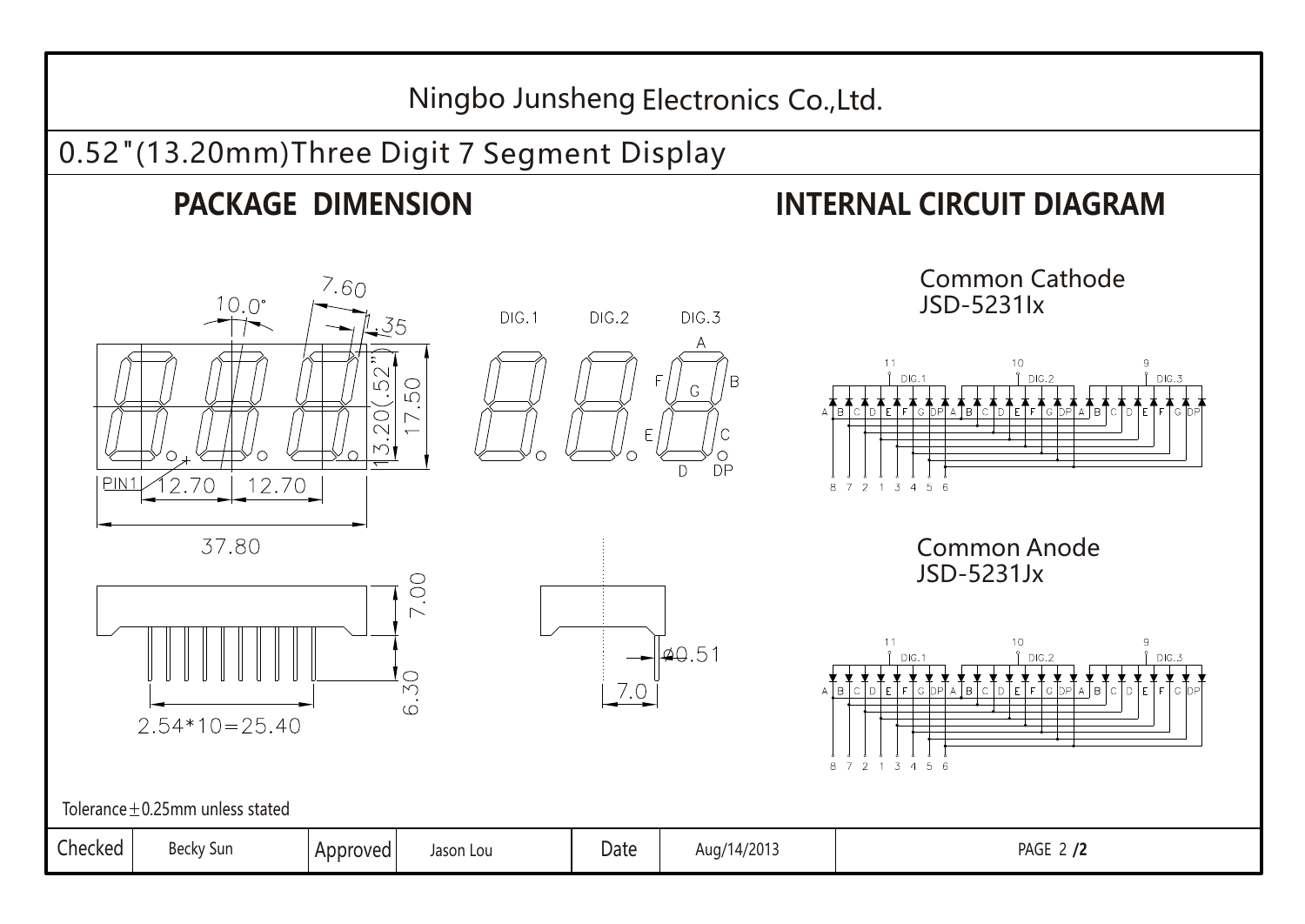Ningbo Junsheng Electronics Co.,Ltd.

0.52"(13.20mm)Three Digit 7 Segment Display

## PACKAGE DIMENSION

10.0°

7.60

1.35

13.20(.52")

17.50

PIN1

12.70

12.70

37.80

DIG.1 DIG.2 DIG.3

A

F

G

B

E

C

D

DP

7.00

6.30

2.54*10=25.40

Ø0.51

7.0

## INTERNAL CIRCUIT DIAGRAM

Common Cathode
JSD-5231Ix

11 DIG.1 10 DIG.2 9 DIG.3

A B C D E F G DP A B C D E F G DP A B C D E F G DP

8 7 2 1 3 4 5 6

Common Anode
JSD-5231Jx

11 DIG.1 10 DIG.2 9 DIG.3

A B C D E F G DP A B C D E F G DP A B C D E F G DP

8 7 2 1 3 4 5 6

Tolerance ± 0.25mm unless stated

| Checked | Becky Sun | Approved | Jason Lou | Date | Aug/14/2013 |
|---|---|---|---|---|---|